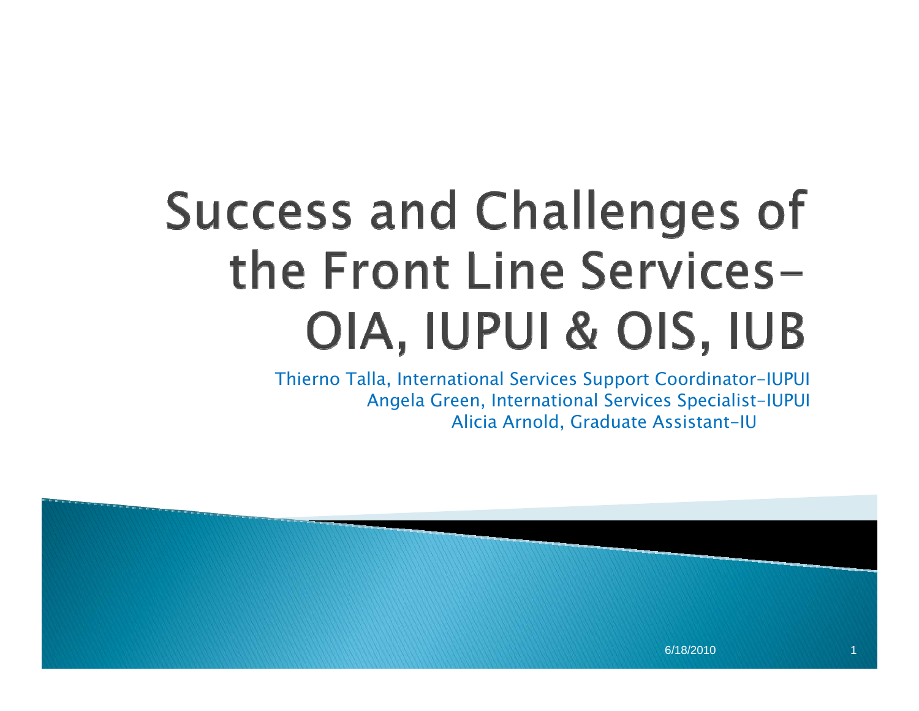# Success and Challenges of the Front Line Services- OIA, IUPUI & OIS, IUB

Thierno Talla, International Services Support Coordinator-IUPUI
Angela Green, International Services Specialist-IUPUI
Alicia Arnold, Graduate Assistant-IU

6/18/2010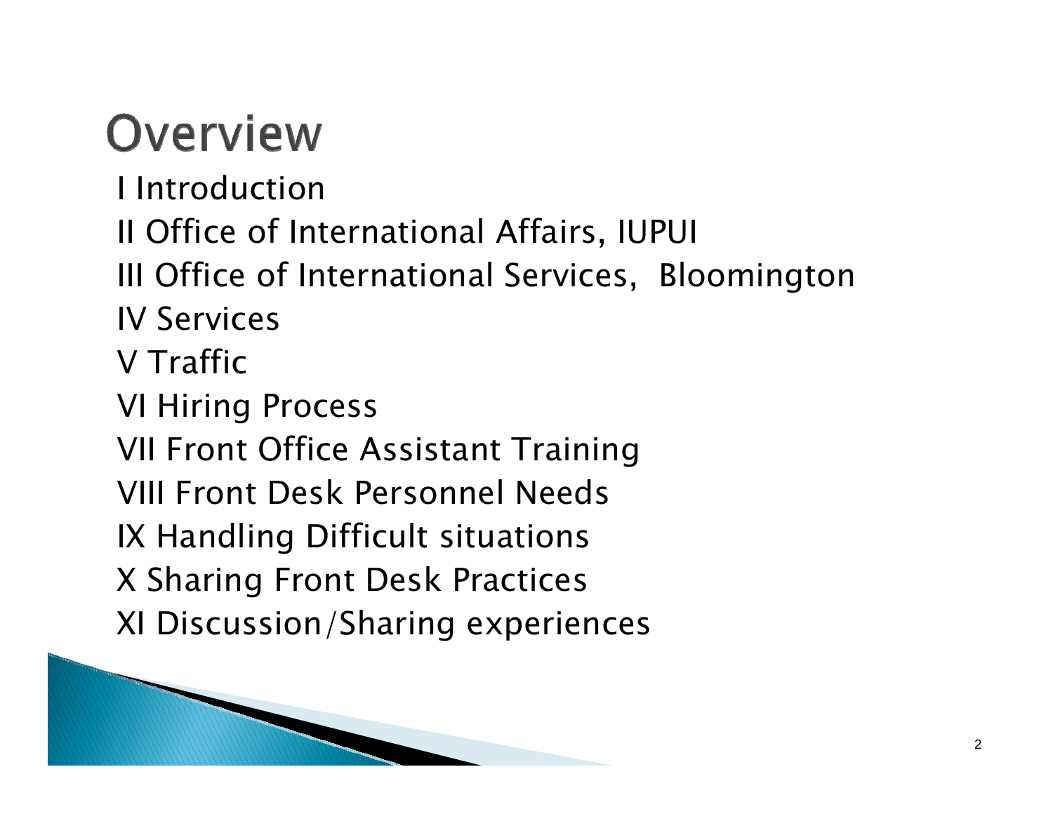# Overview

I Introduction

II Office of International Affairs, IUPUI

III Office of International Services,  Bloomington

IV Services

V Traffic

VI Hiring Process

VII Front Office Assistant Training

VIII Front Desk Personnel Needs

IX Handling Difficult situations

X Sharing Front Desk Practices

XI Discussion/Sharing experiences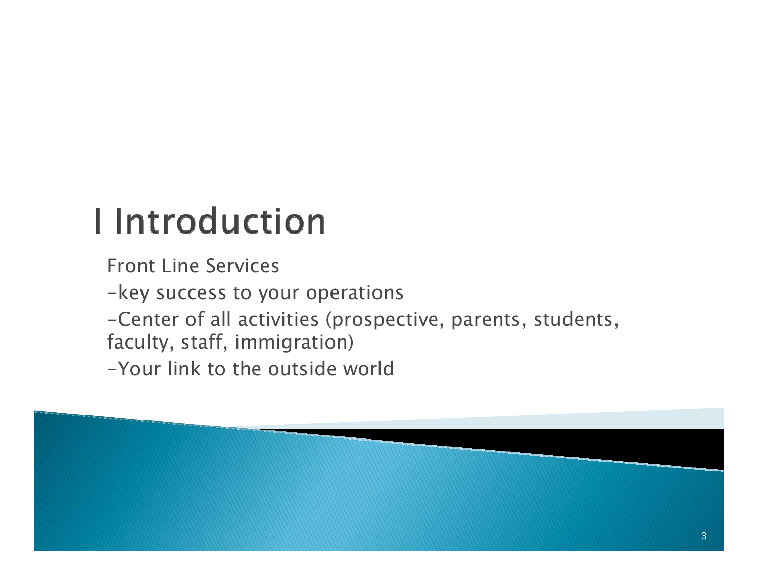# I Introduction

Front Line Services

-key success to your operations

-Center of all activities (prospective, parents, students, faculty, staff, immigration)

-Your link to the outside world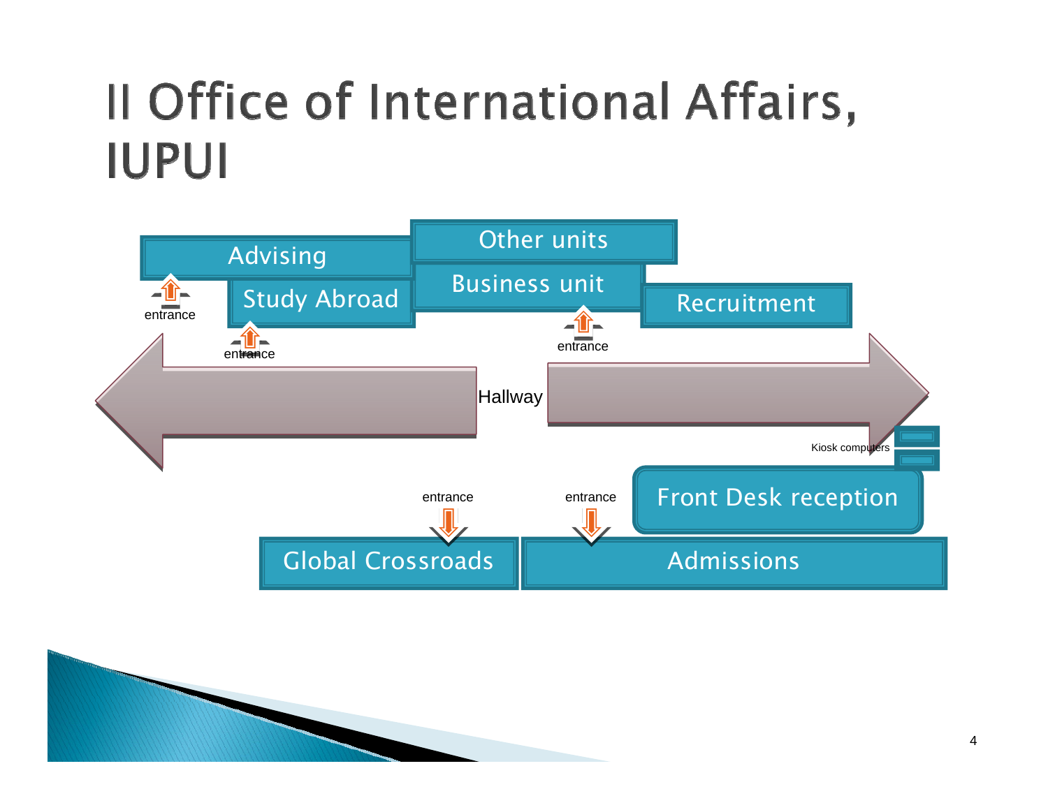# II Office of International Affairs, IUPUI

Other units

Advising

Business unit

Study Abroad

Recruitment

entrance

entrance

entrance

Hallway

Kiosk computers

Front Desk reception

entrance

entrance

Global Crossroads

Admissions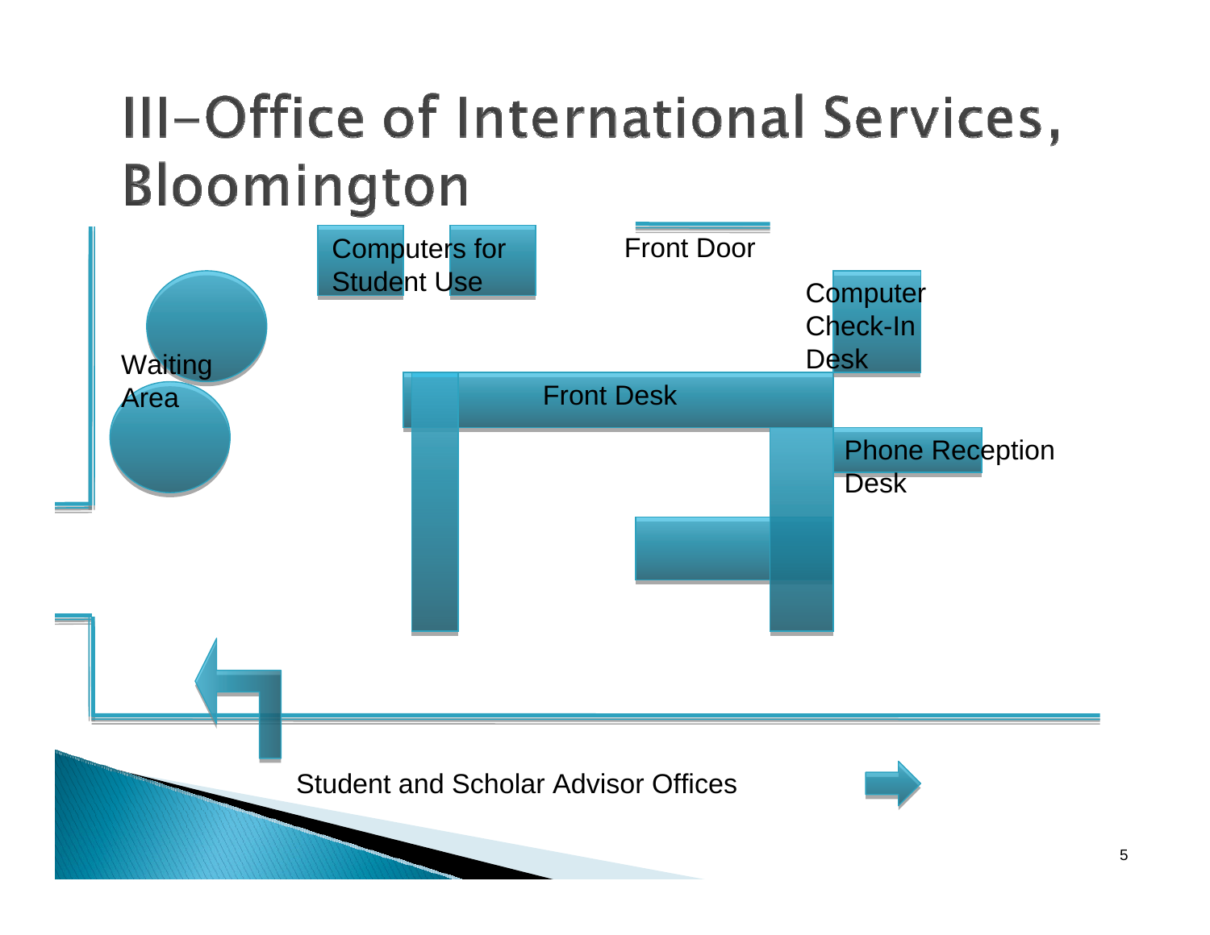# III–Office of International Services, Bloomington

Computers for Student Use

Front Door

Computer Check-In Desk

Waiting Area

Front Desk

Phone Reception Desk

Student and Scholar Advisor Offices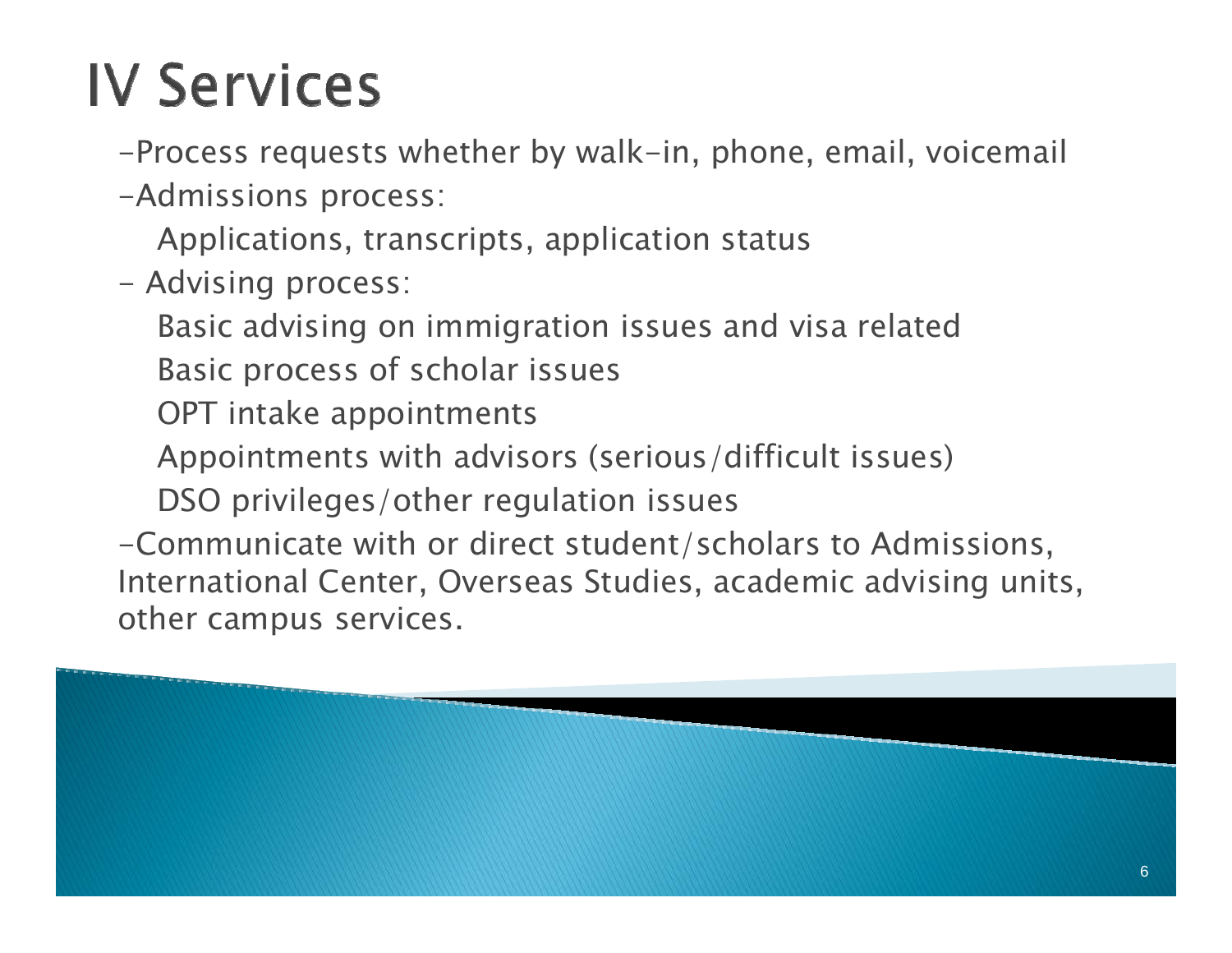# IV Services

-Process requests whether by walk-in, phone, email, voicemail

-Admissions process:

Applications, transcripts, application status

- Advising process:

Basic advising on immigration issues and visa related

Basic process of scholar issues

OPT intake appointments

Appointments with advisors (serious/difficult issues)

DSO privileges/other regulation issues

-Communicate with or direct student/scholars to Admissions, International Center, Overseas Studies, academic advising units, other campus services.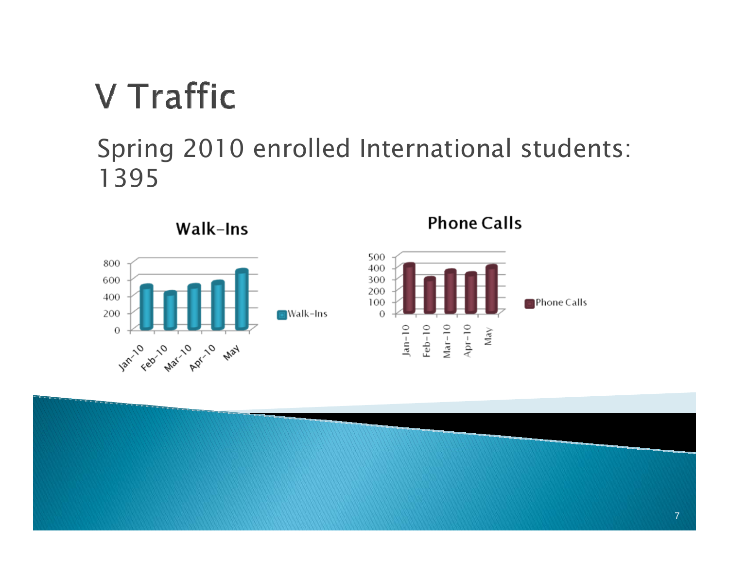# V Traffic

Spring 2010 enrolled International students: 1395

**Walk-Ins**

800
600
400
200
0

Jan-10 Feb-10 Mar-10 Apr-10 May

Walk-Ins

**Phone Calls**

500
400
300
200
100
0

Jan-10 Feb-10 Mar-10 Apr-10 May

Phone Calls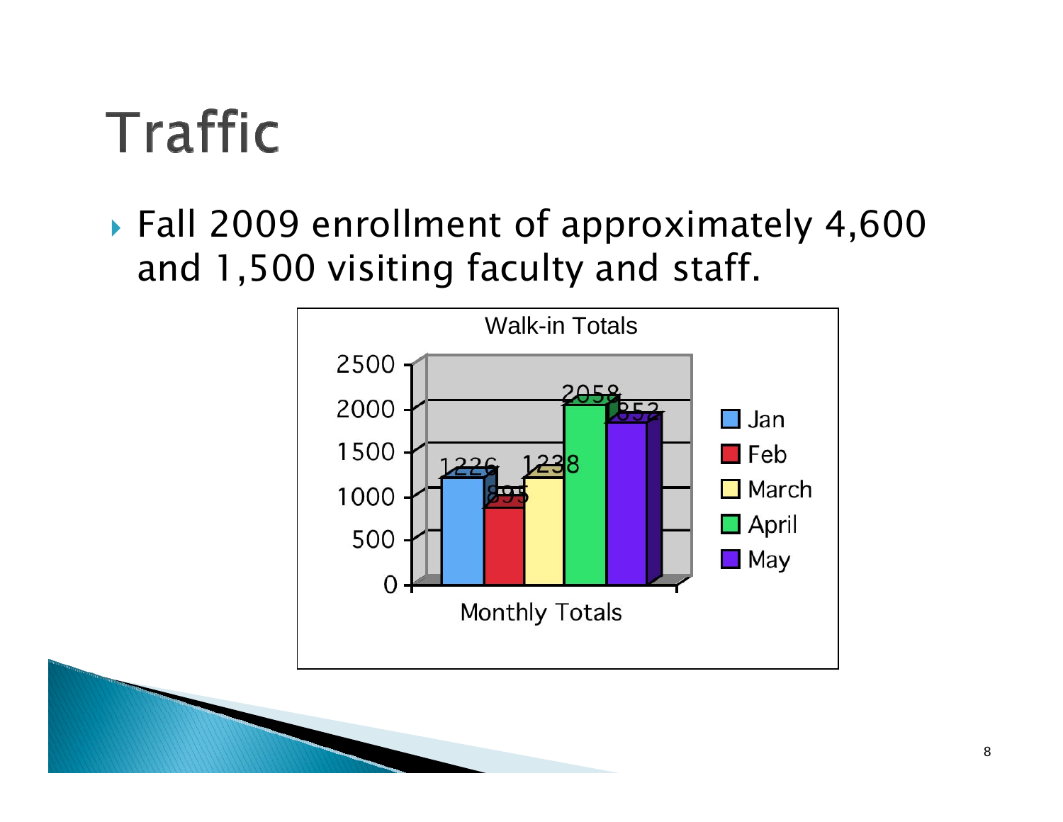# Traffic

- Fall 2009 enrollment of approximately 4,600 and 1,500 visiting faculty and staff.

Walk-in Totals

| Month | Walk-ins |
| --- | --- |
| Jan | 1226 |
| Feb | 895 |
| March | 1238 |
| April | 2058 |
| May | 1852 |

Monthly Totals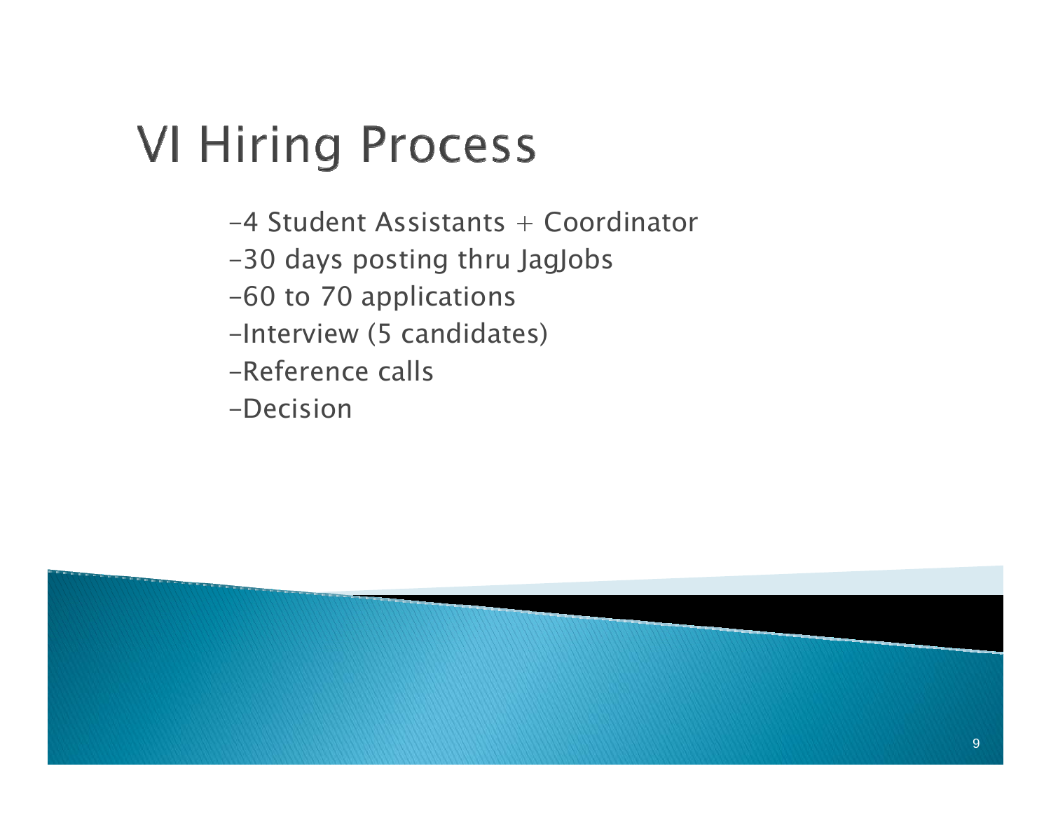# VI Hiring Process

-4 Student Assistants + Coordinator

-30 days posting thru JagJobs

-60 to 70 applications

-Interview (5 candidates)

-Reference calls

-Decision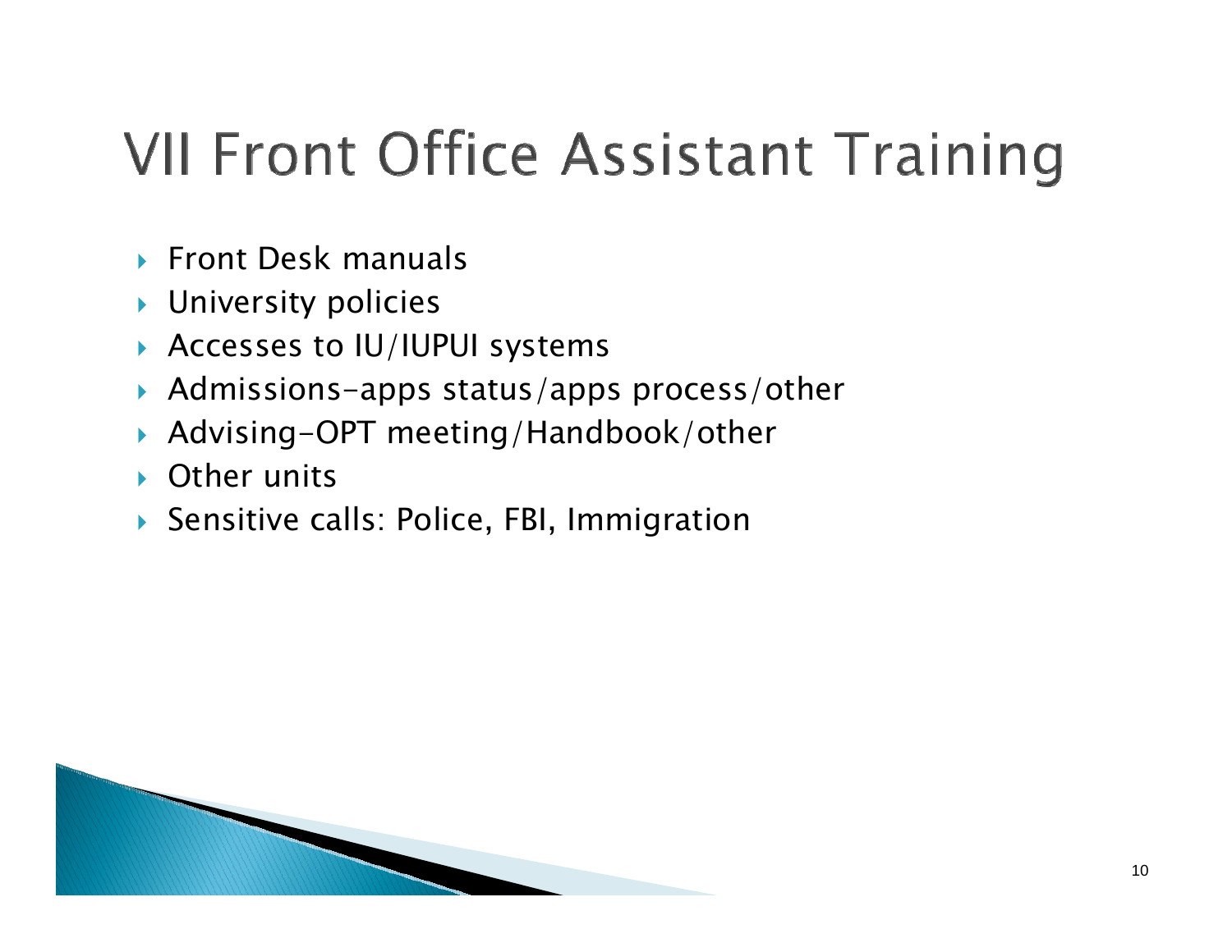# VII Front Office Assistant Training

- Front Desk manuals
- University policies
- Accesses to IU/IUPUI systems
- Admissions-apps status/apps process/other
- Advising-OPT meeting/Handbook/other
- Other units
- Sensitive calls: Police, FBI, Immigration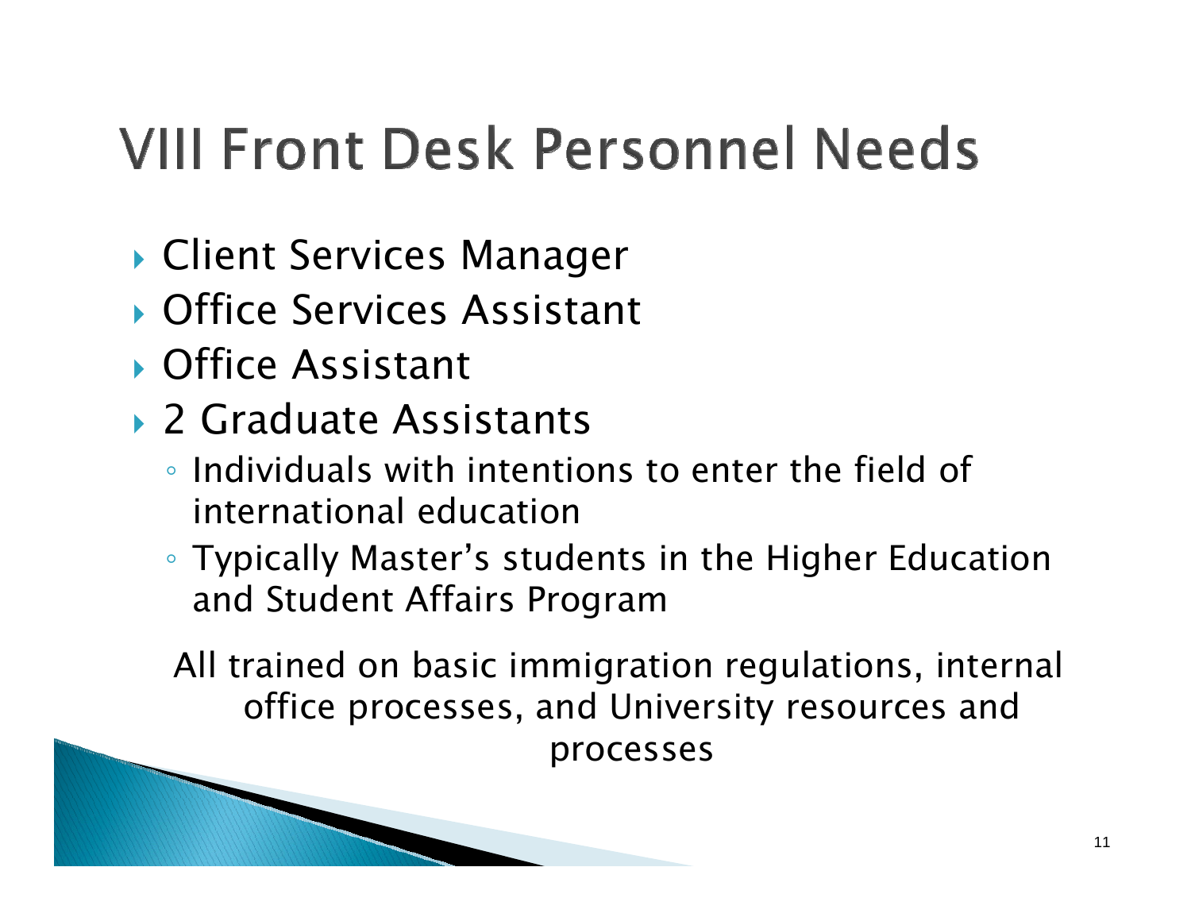# VIII Front Desk Personnel Needs

- Client Services Manager
- Office Services Assistant
- Office Assistant
- 2 Graduate Assistants
  - Individuals with intentions to enter the field of international education
  - Typically Master's students in the Higher Education and Student Affairs Program

All trained on basic immigration regulations, internal office processes, and University resources and processes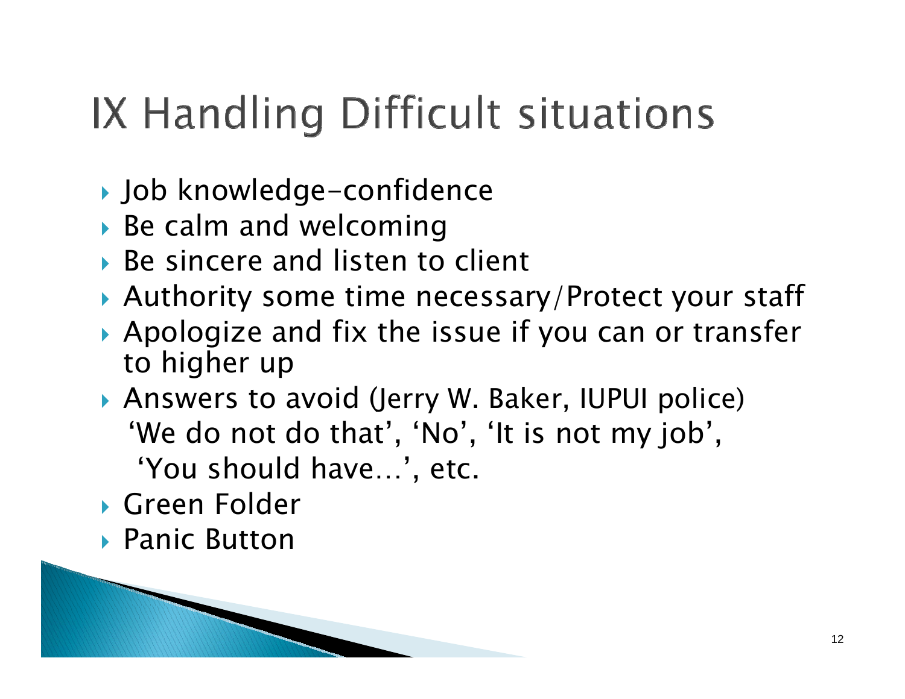# IX Handling Difficult situations

- Job knowledge-confidence
- Be calm and welcoming
- Be sincere and listen to client
- Authority some time necessary/Protect your staff
- Apologize and fix the issue if you can or transfer to higher up
- Answers to avoid (Jerry W. Baker, IUPUI police)
  'We do not do that', 'No', 'It is not my job',
  'You should have…', etc.
- Green Folder
- Panic Button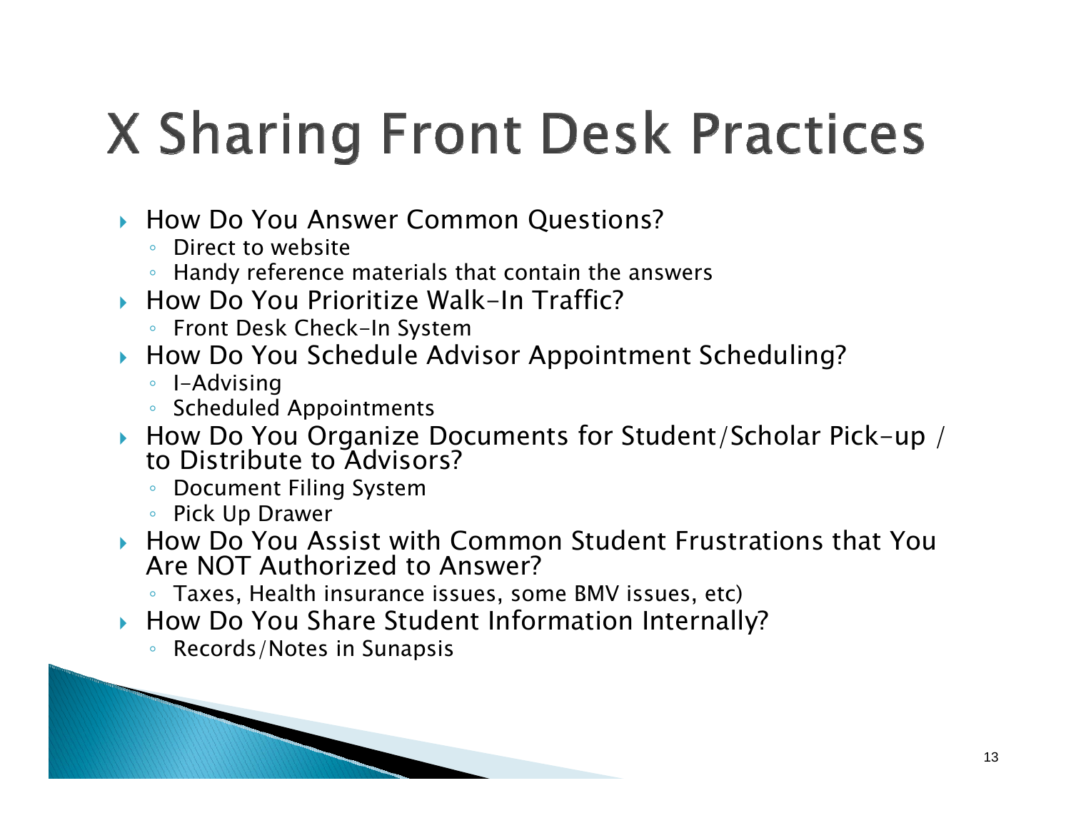# X Sharing Front Desk Practices

- How Do You Answer Common Questions?
  - Direct to website
  - Handy reference materials that contain the answers
- How Do You Prioritize Walk-In Traffic?
  - Front Desk Check-In System
- How Do You Schedule Advisor Appointment Scheduling?
  - I-Advising
  - Scheduled Appointments
- How Do You Organize Documents for Student/Scholar Pick-up / to Distribute to Advisors?
  - Document Filing System
  - Pick Up Drawer
- How Do You Assist with Common Student Frustrations that You Are NOT Authorized to Answer?
  - Taxes, Health insurance issues, some BMV issues, etc)
- How Do You Share Student Information Internally?
  - Records/Notes in Sunapsis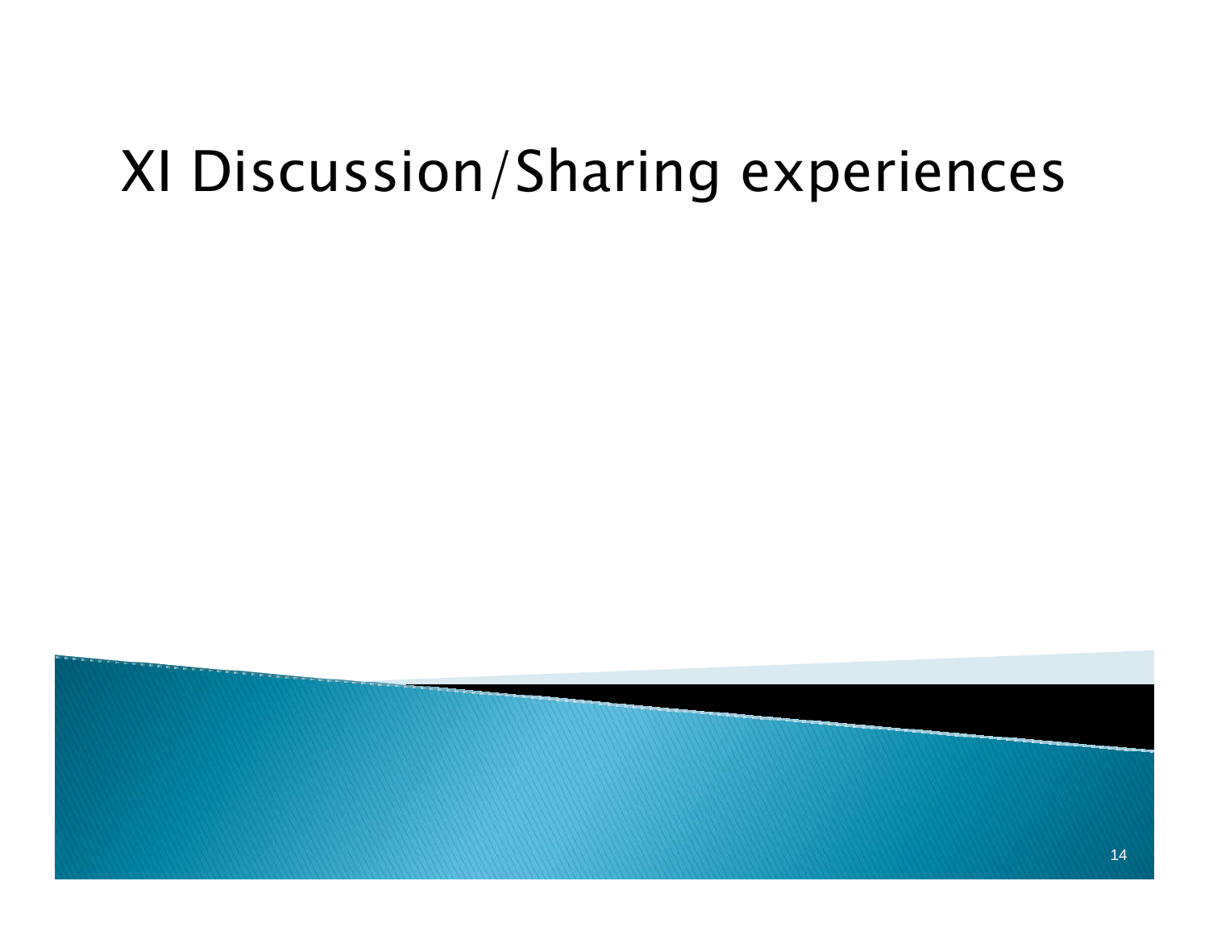# XI Discussion/Sharing experiences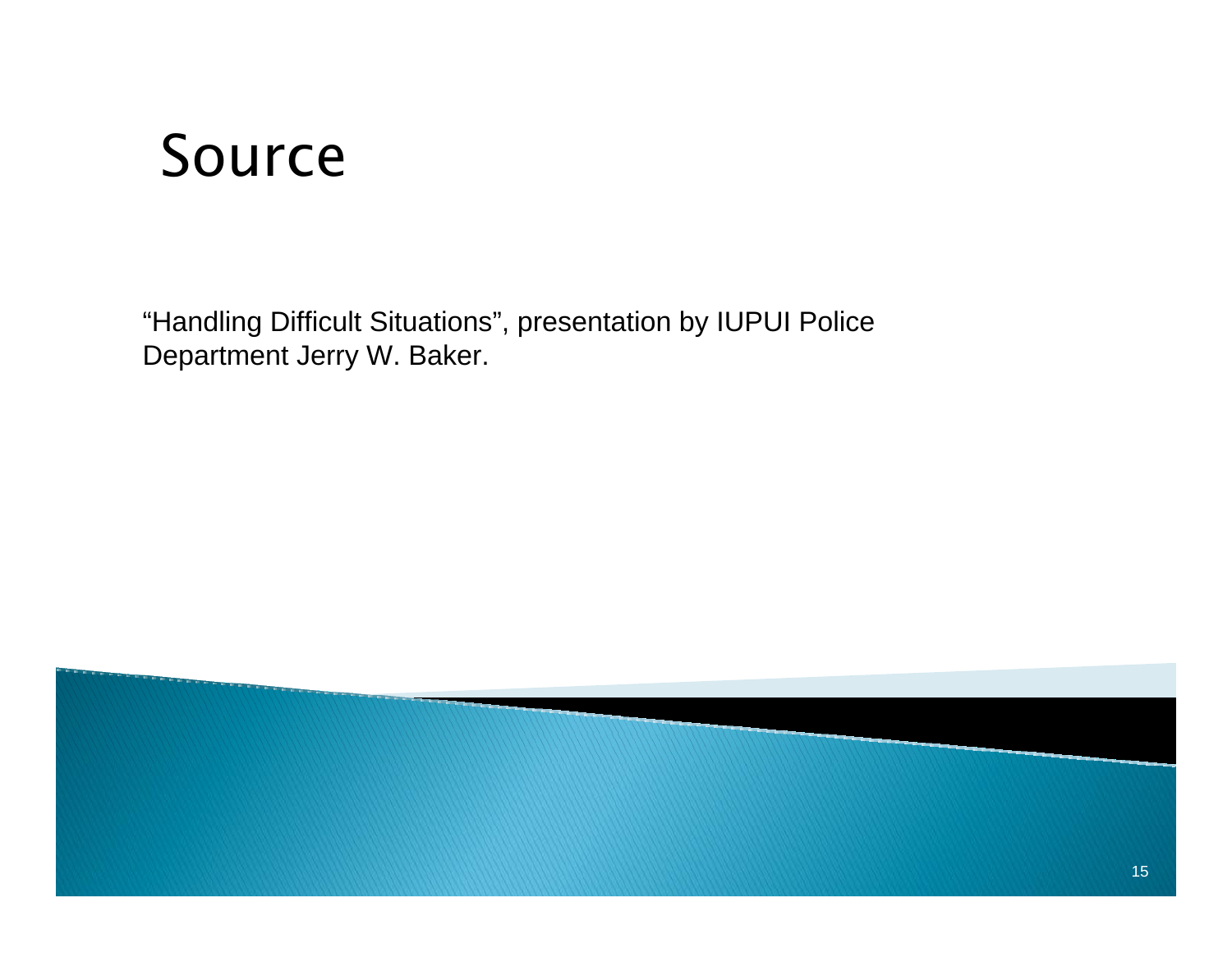# Source

"Handling Difficult Situations", presentation by IUPUI Police Department Jerry W. Baker.